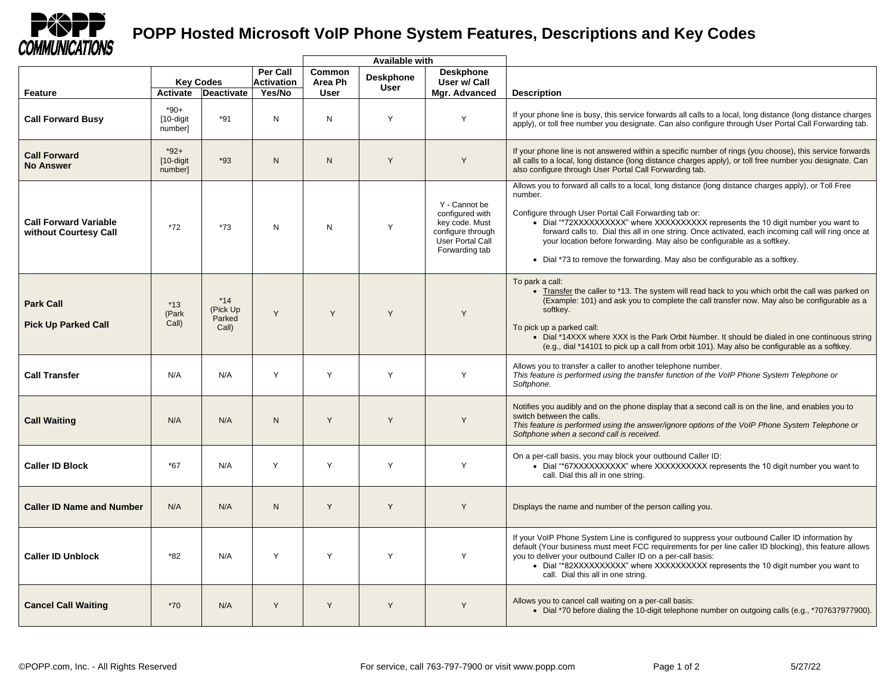# POPP Hosted Microsoft VoIP Phone System Features, Descriptions and Key Codes

| Feature | Key Codes | | Per Call Activation | Available with | | | Description |
|---|---|---|---|---|---|---|---|
| | Activate | Deactivate | Yes/No | Common Area Ph User | Deskphone User | Deskphone User w/ Call Mgr. Advanced | |
| **Call Forward Busy** | *90+ [10-digit number] | *91 | N | N | Y | Y | If your phone line is busy, this service forwards all calls to a local, long distance (long distance charges apply), or toll free number you designate. Can also configure through User Portal Call Forwarding tab. |
| **Call Forward No Answer** | *92+ [10-digit number] | *93 | N | N | Y | Y | If your phone line is not answered within a specific number of rings (you choose), this service forwards all calls to a local, long distance (long distance charges apply), or toll free number you designate. Can also configure through User Portal Call Forwarding tab. |
| **Call Forward Variable without Courtesy Call** | *72 | *73 | N | N | Y | Y - Cannot be configured with key code. Must configure through User Portal Call Forwarding tab | Allows you to forward all calls to a local, long distance (long distance charges apply), or Toll Free number. <br><br> Configure through User Portal Call Forwarding tab or: <br> • Dial "*72XXXXXXXXXX" where XXXXXXXXXX represents the 10 digit number you want to forward calls to. Dial this all in one string. Once activated, each incoming call will ring once at your location before forwarding. May also be configurable as a softkey. <br> • Dial *73 to remove the forwarding. May also be configurable as a softkey. |
| **Park Call** <br><br> **Pick Up Parked Call** | *13 (Park Call) | *14 (Pick Up Parked Call) | Y | Y | Y | Y | To park a call: <br> • Transfer the caller to *13. The system will read back to you which orbit the call was parked on (Example: 101) and ask you to complete the call transfer now. May also be configurable as a softkey. <br><br> To pick up a parked call: <br> • Dial *14XXX where XXX is the Park Orbit Number. It should be dialed in one continuous string (e.g., dial *14101 to pick up a call from orbit 101). May also be configurable as a softkey. |
| **Call Transfer** | N/A | N/A | Y | Y | Y | Y | Allows you to transfer a caller to another telephone number. <br> *This feature is performed using the transfer function of the VoIP Phone System Telephone or Softphone.* |
| **Call Waiting** | N/A | N/A | N | Y | Y | Y | Notifies you audibly and on the phone display that a second call is on the line, and enables you to switch between the calls. <br> *This feature is performed using the answer/ignore options of the VoIP Phone System Telephone or Softphone when a second call is received.* |
| **Caller ID Block** | *67 | N/A | Y | Y | Y | Y | On a per-call basis, you may block your outbound Caller ID: <br> • Dial "*67XXXXXXXXXX" where XXXXXXXXXX represents the 10 digit number you want to call. Dial this all in one string. |
| **Caller ID Name and Number** | N/A | N/A | N | Y | Y | Y | Displays the name and number of the person calling you. |
| **Caller ID Unblock** | *82 | N/A | Y | Y | Y | Y | If your VoIP Phone System Line is configured to suppress your outbound Caller ID information by default (Your business must meet FCC requirements for per line caller ID blocking), this feature allows you to deliver your outbound Caller ID on a per-call basis: <br> • Dial "*82XXXXXXXXXX" where XXXXXXXXXX represents the 10 digit number you want to call. Dial this all in one string. |
| **Cancel Call Waiting** | *70 | N/A | Y | Y | Y | Y | Allows you to cancel call waiting on a per-call basis: <br> • Dial *70 before dialing the 10-digit telephone number on outgoing calls (e.g., *707637977900). |

©POPP.com, Inc. - All Rights Reserved | For service, call 763-797-7900 or visit www.popp.com | 5/27/22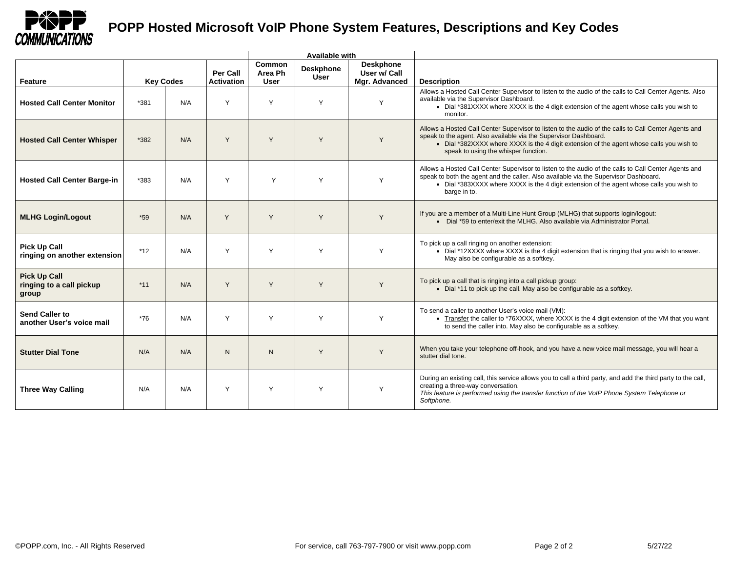# POPP Hosted Microsoft VoIP Phone System Features, Descriptions and Key Codes

| | | | | Available with | | | |
|---|---|---|---|---|---|---|---|
| **Feature** | **Key Codes** | | **Per Call Activation** | **Common Area Ph User** | **Deskphone User** | **Deskphone User w/ Call Mgr. Advanced** | **Description** |
| **Hosted Call Center Monitor** | *381 | N/A | Y | Y | Y | Y | Allows a Hosted Call Center Supervisor to listen to the audio of the calls to Call Center Agents. Also available via the Supervisor Dashboard.<br>• Dial *381XXXX where XXXX is the 4 digit extension of the agent whose calls you wish to monitor. |
| **Hosted Call Center Whisper** | *382 | N/A | Y | Y | Y | Y | Allows a Hosted Call Center Supervisor to listen to the audio of the calls to Call Center Agents and speak to the agent. Also available via the Supervisor Dashboard.<br>• Dial *382XXXX where XXXX is the 4 digit extension of the agent whose calls you wish to speak to using the whisper function. |
| **Hosted Call Center Barge-in** | *383 | N/A | Y | Y | Y | Y | Allows a Hosted Call Center Supervisor to listen to the audio of the calls to Call Center Agents and speak to both the agent and the caller. Also available via the Supervisor Dashboard.<br>• Dial *383XXXX where XXXX is the 4 digit extension of the agent whose calls you wish to barge in to. |
| **MLHG Login/Logout** | *59 | N/A | Y | Y | Y | Y | If you are a member of a Multi-Line Hunt Group (MLHG) that supports login/logout:<br>• Dial *59 to enter/exit the MLHG. Also available via Administrator Portal. |
| **Pick Up Call ringing on another extension** | *12 | N/A | Y | Y | Y | Y | To pick up a call ringing on another extension:<br>• Dial *12XXXX where XXXX is the 4 digit extension that is ringing that you wish to answer. May also be configurable as a softkey. |
| **Pick Up Call ringing to a call pickup group** | *11 | N/A | Y | Y | Y | Y | To pick up a call that is ringing into a call pickup group:<br>• Dial *11 to pick up the call. May also be configurable as a softkey. |
| **Send Caller to another User's voice mail** | *76 | N/A | Y | Y | Y | Y | To send a caller to another User's voice mail (VM):<br>• Transfer the caller to *76XXXX, where XXXX is the 4 digit extension of the VM that you want to send the caller into. May also be configurable as a softkey. |
| **Stutter Dial Tone** | N/A | N/A | N | N | Y | Y | When you take your telephone off-hook, and you have a new voice mail message, you will hear a stutter dial tone. |
| **Three Way Calling** | N/A | N/A | Y | Y | Y | Y | During an existing call, this service allows you to call a third party, and add the third party to the call, creating a three-way conversation.<br>*This feature is performed using the transfer function of the VoIP Phone System Telephone or Softphone.* |

©POPP.com, Inc. - All Rights Reserved

For service, call 763-797-7900 or visit www.popp.com

5/27/22